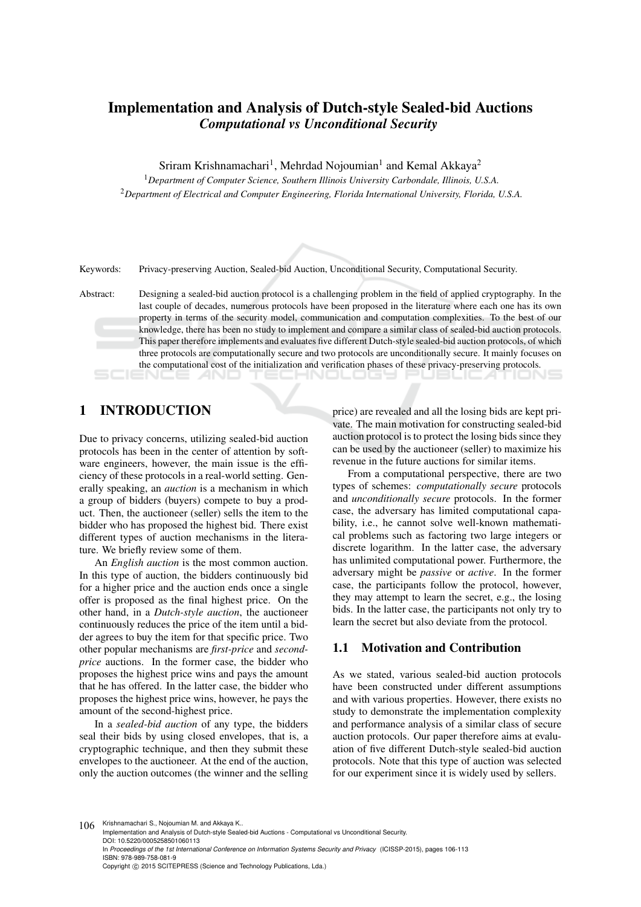# Implementation and Analysis of Dutch-style Sealed-bid Auctions

## *Computational vs Unconditional Security*

Sriram Krishnamachari[1], Mehrdad Nojoumian[1] and Kemal Akkaya[2]

[1]*Department of Computer Science, Southern Illinois University Carbondale, Illinois, U.S.A.*
[2]*Department of Electrical and Computer Engineering, Florida International University, Florida, U.S.A.*

Keywords: Privacy-preserving Auction, Sealed-bid Auction, Unconditional Security, Computational Security.

Abstract: Designing a sealed-bid auction protocol is a challenging problem in the field of applied cryptography. In the last couple of decades, numerous protocols have been proposed in the literature where each one has its own property in terms of the security model, communication and computation complexities. To the best of our knowledge, there has been no study to implement and compare a similar class of sealed-bid auction protocols. This paper therefore implements and evaluates five different Dutch-style sealed-bid auction protocols, of which three protocols are computationally secure and two protocols are unconditionally secure. It mainly focuses on the computational cost of the initialization and verification phases of these privacy-preserving protocols.

## 1 INTRODUCTION

Due to privacy concerns, utilizing sealed-bid auction protocols has been in the center of attention by software engineers, however, the main issue is the efficiency of these protocols in a real-world setting. Generally speaking, an *auction* is a mechanism in which a group of bidders (buyers) compete to buy a product. Then, the auctioneer (seller) sells the item to the bidder who has proposed the highest bid. There exist different types of auction mechanisms in the literature. We briefly review some of them.

An *English auction* is the most common auction. In this type of auction, the bidders continuously bid for a higher price and the auction ends once a single offer is proposed as the final highest price. On the other hand, in a *Dutch-style auction*, the auctioneer continuously reduces the price of the item until a bidder agrees to buy the item for that specific price. Two other popular mechanisms are *first-price* and *second-price* auctions. In the former case, the bidder who proposes the highest price wins and pays the amount that he has offered. In the latter case, the bidder who proposes the highest price wins, however, he pays the amount of the second-highest price.

In a *sealed-bid auction* of any type, the bidders seal their bids by using closed envelopes, that is, a cryptographic technique, and then they submit these envelopes to the auctioneer. At the end of the auction, only the auction outcomes (the winner and the selling price) are revealed and all the losing bids are kept private. The main motivation for constructing sealed-bid auction protocol is to protect the losing bids since they can be used by the auctioneer (seller) to maximize his revenue in the future auctions for similar items.

From a computational perspective, there are two types of schemes: *computationally secure* protocols and *unconditionally secure* protocols. In the former case, the adversary has limited computational capability, i.e., he cannot solve well-known mathematical problems such as factoring two large integers or discrete logarithm. In the latter case, the adversary has unlimited computational power. Furthermore, the adversary might be *passive* or *active*. In the former case, the participants follow the protocol, however, they may attempt to learn the secret, e.g., the losing bids. In the latter case, the participants not only try to learn the secret but also deviate from the protocol.

### 1.1 Motivation and Contribution

As we stated, various sealed-bid auction protocols have been constructed under different assumptions and with various properties. However, there exists no study to demonstrate the implementation complexity and performance analysis of a similar class of secure auction protocols. Our paper therefore aims at evaluation of five different Dutch-style sealed-bid auction protocols. Note that this type of auction was selected for our experiment since it is widely used by sellers.

Krishnamachari S., Nojoumian M. and Akkaya K..
Implementation and Analysis of Dutch-style Sealed-bid Auctions - Computational vs Unconditional Security.
DOI: 10.5220/0005258501060113
In *Proceedings of the 1st International Conference on Information Systems Security and Privacy* (ICISSP-2015), pages 106-113
ISBN: 978-989-758-081-9
Copyright © 2015 SCITEPRESS (Science and Technology Publications, Lda.)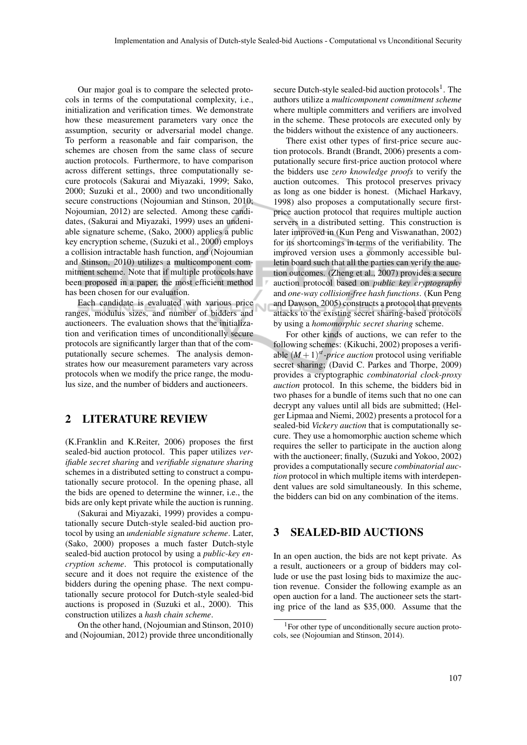Our major goal is to compare the selected protocols in terms of the computational complexity, i.e., initialization and verification times. We demonstrate how these measurement parameters vary once the assumption, security or adversarial model change. To perform a reasonable and fair comparison, the schemes are chosen from the same class of secure auction protocols. Furthermore, to have comparison across different settings, three computationally secure protocols (Sakurai and Miyazaki, 1999; Sako, 2000; Suzuki et al., 2000) and two unconditionally secure constructions (Nojoumian and Stinson, 2010; Nojoumian, 2012) are selected. Among these candidates, (Sakurai and Miyazaki, 1999) uses an undeniable signature scheme, (Sako, 2000) applies a public key encryption scheme, (Suzuki et al., 2000) employs a collision intractable hash function, and (Nojoumian and Stinson, 2010) utilizes a multicomponent commitment scheme. Note that if multiple protocols have been proposed in a paper, the most efficient method has been chosen for our evaluation.

Each candidate is evaluated with various price ranges, modulus sizes, and number of bidders and auctioneers. The evaluation shows that the initialization and verification times of unconditionally secure protocols are significantly larger than that of the computationally secure schemes. The analysis demonstrates how our measurement parameters vary across protocols when we modify the price range, the modulus size, and the number of bidders and auctioneers.

## 2 LITERATURE REVIEW

(K.Franklin and K.Reiter, 2006) proposes the first sealed-bid auction protocol. This paper utilizes *verifiable secret sharing* and *verifiable signature sharing* schemes in a distributed setting to construct a computationally secure protocol. In the opening phase, all the bids are opened to determine the winner, i.e., the bids are only kept private while the auction is running.

(Sakurai and Miyazaki, 1999) provides a computationally secure Dutch-style sealed-bid auction protocol by using an *undeniable signature scheme*. Later, (Sako, 2000) proposes a much faster Dutch-style sealed-bid auction protocol by using a *public-key encryption scheme*. This protocol is computationally secure and it does not require the existence of the bidders during the opening phase. The next computationally secure protocol for Dutch-style sealed-bid auctions is proposed in (Suzuki et al., 2000). This construction utilizes a *hash chain scheme*.

On the other hand, (Nojoumian and Stinson, 2010) and (Nojoumian, 2012) provide three unconditionally secure Dutch-style sealed-bid auction protocols[1]. The authors utilize a *multicomponent commitment scheme* where multiple committers and verifiers are involved in the scheme. These protocols are executed only by the bidders without the existence of any auctioneers.

There exist other types of first-price secure auction protocols. Brandt (Brandt, 2006) presents a computationally secure first-price auction protocol where the bidders use *zero knowledge proofs* to verify the auction outcomes. This protocol preserves privacy as long as one bidder is honest. (Michael Harkavy, 1998) also proposes a computationally secure first-price auction protocol that requires multiple auction servers in a distributed setting. This construction is later improved in (Kun Peng and Viswanathan, 2002) for its shortcomings in terms of the verifiability. The improved version uses a commonly accessible bulletin board such that all the parties can verify the auction outcomes. (Zheng et al., 2007) provides a secure auction protocol based on *public key cryptography* and *one-way collision-free hash functions*. (Kun Peng and Dawson, 2005) constructs a protocol that prevents attacks to the existing secret sharing-based protocols by using a *homomorphic secret sharing* scheme.

For other kinds of auctions, we can refer to the following schemes: (Kikuchi, 2002) proposes a verifiable $(M+1)^{st}$*-price auction* protocol using verifiable secret sharing; (David C. Parkes and Thorpe, 2009) provides a cryptographic *combinatorial clock-proxy auction* protocol. In this scheme, the bidders bid in two phases for a bundle of items such that no one can decrypt any values until all bids are submitted; (Helger Lipmaa and Niemi, 2002) presents a protocol for a sealed-bid *Vickery auction* that is computationally secure. They use a homomorphic auction scheme which requires the seller to participate in the auction along with the auctioneer; finally, (Suzuki and Yokoo, 2002) provides a computationally secure *combinatorial auction* protocol in which multiple items with interdependent values are sold simultaneously. In this scheme, the bidders can bid on any combination of the items.

## 3 SEALED-BID AUCTIONS

In an open auction, the bids are not kept private. As a result, auctioneers or a group of bidders may collude or use the past losing bids to maximize the auction revenue. Consider the following example as an open auction for a land. The auctioneer sets the starting price of the land as $35,000. Assume that the

[1] For other type of unconditionally secure auction protocols, see (Nojoumian and Stinson, 2014).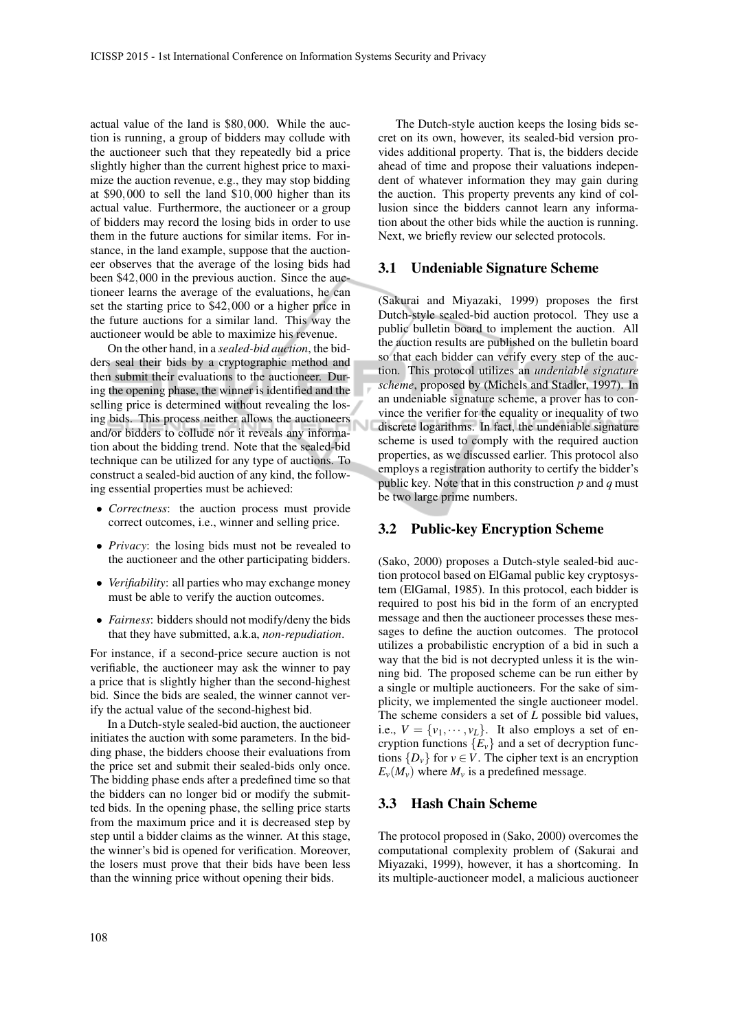actual value of the land is \$80,000. While the auction is running, a group of bidders may collude with the auctioneer such that they repeatedly bid a price slightly higher than the current highest price to maximize the auction revenue, e.g., they may stop bidding at \$90,000 to sell the land \$10,000 higher than its actual value. Furthermore, the auctioneer or a group of bidders may record the losing bids in order to use them in the future auctions for similar items. For instance, in the land example, suppose that the auctioneer observes that the average of the losing bids had been \$42,000 in the previous auction. Since the auctioneer learns the average of the evaluations, he can set the starting price to \$42,000 or a higher price in the future auctions for a similar land. This way the auctioneer would be able to maximize his revenue.

On the other hand, in a *sealed-bid auction*, the bidders seal their bids by a cryptographic method and then submit their evaluations to the auctioneer. During the opening phase, the winner is identified and the selling price is determined without revealing the losing bids. This process neither allows the auctioneers and/or bidders to collude nor it reveals any information about the bidding trend. Note that the sealed-bid technique can be utilized for any type of auctions. To construct a sealed-bid auction of any kind, the following essential properties must be achieved:

- *Correctness*: the auction process must provide correct outcomes, i.e., winner and selling price.
- *Privacy*: the losing bids must not be revealed to the auctioneer and the other participating bidders.
- *Verifiability*: all parties who may exchange money must be able to verify the auction outcomes.
- *Fairness*: bidders should not modify/deny the bids that they have submitted, a.k.a, *non-repudiation*.

For instance, if a second-price secure auction is not verifiable, the auctioneer may ask the winner to pay a price that is slightly higher than the second-highest bid. Since the bids are sealed, the winner cannot verify the actual value of the second-highest bid.

In a Dutch-style sealed-bid auction, the auctioneer initiates the auction with some parameters. In the bidding phase, the bidders choose their evaluations from the price set and submit their sealed-bids only once. The bidding phase ends after a predefined time so that the bidders can no longer bid or modify the submitted bids. In the opening phase, the selling price starts from the maximum price and it is decreased step by step until a bidder claims as the winner. At this stage, the winner's bid is opened for verification. Moreover, the losers must prove that their bids have been less than the winning price without opening their bids.

The Dutch-style auction keeps the losing bids secret on its own, however, its sealed-bid version provides additional property. That is, the bidders decide ahead of time and propose their valuations independent of whatever information they may gain during the auction. This property prevents any kind of collusion since the bidders cannot learn any information about the other bids while the auction is running. Next, we briefly review our selected protocols.

### 3.1 Undeniable Signature Scheme

(Sakurai and Miyazaki, 1999) proposes the first Dutch-style sealed-bid auction protocol. They use a public bulletin board to implement the auction. All the auction results are published on the bulletin board so that each bidder can verify every step of the auction. This protocol utilizes an *undeniable signature scheme*, proposed by (Michels and Stadler, 1997). In an undeniable signature scheme, a prover has to convince the verifier for the equality or inequality of two discrete logarithms. In fact, the undeniable signature scheme is used to comply with the required auction properties, as we discussed earlier. This protocol also employs a registration authority to certify the bidder's public key. Note that in this construction $p$ and $q$ must be two large prime numbers.

### 3.2 Public-key Encryption Scheme

(Sako, 2000) proposes a Dutch-style sealed-bid auction protocol based on ElGamal public key cryptosystem (ElGamal, 1985). In this protocol, each bidder is required to post his bid in the form of an encrypted message and then the auctioneer processes these messages to define the auction outcomes. The protocol utilizes a probabilistic encryption of a bid in such a way that the bid is not decrypted unless it is the winning bid. The proposed scheme can be run either by a single or multiple auctioneers. For the sake of simplicity, we implemented the single auctioneer model. The scheme considers a set of $L$ possible bid values, i.e., $V = \{v_1, \cdots, v_L\}$. It also employs a set of encryption functions $\{E_v\}$ and a set of decryption functions $\{D_v\}$ for $v \in V$. The cipher text is an encryption $E_v(M_v)$ where $M_v$ is a predefined message.

### 3.3 Hash Chain Scheme

The protocol proposed in (Sako, 2000) overcomes the computational complexity problem of (Sakurai and Miyazaki, 1999), however, it has a shortcoming. In its multiple-auctioneer model, a malicious auctioneer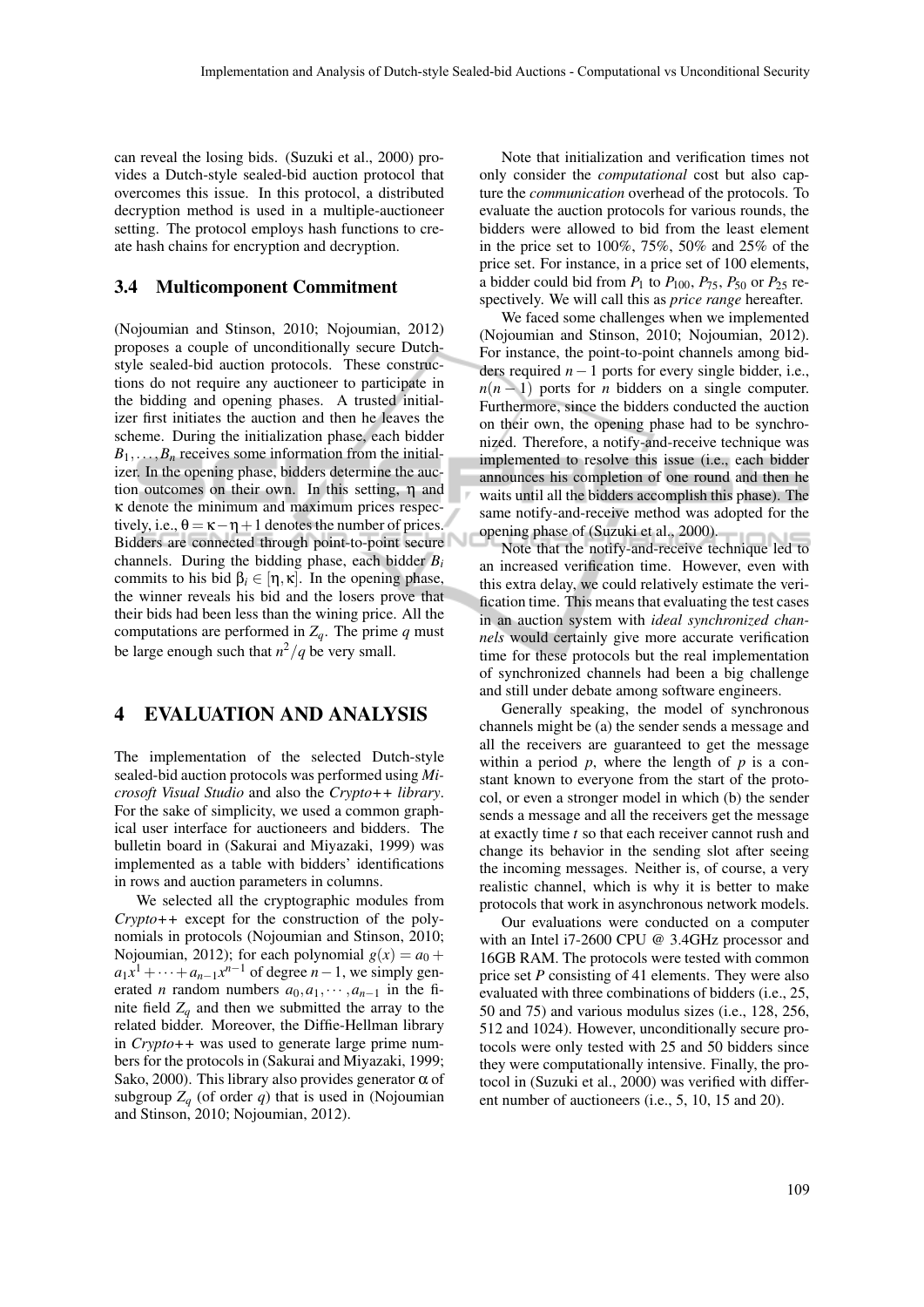can reveal the losing bids. (Suzuki et al., 2000) provides a Dutch-style sealed-bid auction protocol that overcomes this issue. In this protocol, a distributed decryption method is used in a multiple-auctioneer setting. The protocol employs hash functions to create hash chains for encryption and decryption.

### 3.4 Multicomponent Commitment

(Nojoumian and Stinson, 2010; Nojoumian, 2012) proposes a couple of unconditionally secure Dutch-style sealed-bid auction protocols. These constructions do not require any auctioneer to participate in the bidding and opening phases. A trusted initializer first initiates the auction and then he leaves the scheme. During the initialization phase, each bidder $B_1, \ldots, B_n$ receives some information from the initializer. In the opening phase, bidders determine the auction outcomes on their own. In this setting, $\eta$ and $\kappa$ denote the minimum and maximum prices respectively, i.e., $\theta = \kappa - \eta + 1$ denotes the number of prices. Bidders are connected through point-to-point secure channels. During the bidding phase, each bidder $B_i$ commits to his bid $\beta_i \in [\eta, \kappa]$. In the opening phase, the winner reveals his bid and the losers prove that their bids had been less than the wining price. All the computations are performed in $Z_q$. The prime $q$ must be large enough such that $n^2/q$ be very small.

## 4 EVALUATION AND ANALYSIS

The implementation of the selected Dutch-style sealed-bid auction protocols was performed using *Microsoft Visual Studio* and also the *Crypto++ library*. For the sake of simplicity, we used a common graphical user interface for auctioneers and bidders. The bulletin board in (Sakurai and Miyazaki, 1999) was implemented as a table with bidders' identifications in rows and auction parameters in columns.

We selected all the cryptographic modules from *Crypto++* except for the construction of the polynomials in protocols (Nojoumian and Stinson, 2010; Nojoumian, 2012); for each polynomial $g(x) = a_0 + a_1x^1 + \cdots + a_{n-1}x^{n-1}$ of degree $n-1$, we simply generated $n$ random numbers $a_0, a_1, \cdots, a_{n-1}$ in the finite field $Z_q$ and then we submitted the array to the related bidder. Moreover, the Diffie-Hellman library in *Crypto++* was used to generate large prime numbers for the protocols in (Sakurai and Miyazaki, 1999; Sako, 2000). This library also provides generator $\alpha$ of subgroup $Z_q$ (of order $q$) that is used in (Nojoumian and Stinson, 2010; Nojoumian, 2012).

Note that initialization and verification times not only consider the *computational* cost but also capture the *communication* overhead of the protocols. To evaluate the auction protocols for various rounds, the bidders were allowed to bid from the least element in the price set to 100%, 75%, 50% and 25% of the price set. For instance, in a price set of 100 elements, a bidder could bid from $P_1$ to $P_{100}$, $P_{75}$, $P_{50}$ or $P_{25}$ respectively. We will call this as *price range* hereafter.

We faced some challenges when we implemented (Nojoumian and Stinson, 2010; Nojoumian, 2012). For instance, the point-to-point channels among bidders required $n-1$ ports for every single bidder, i.e., $n(n-1)$ ports for $n$ bidders on a single computer. Furthermore, since the bidders conducted the auction on their own, the opening phase had to be synchronized. Therefore, a notify-and-receive technique was implemented to resolve this issue (i.e., each bidder announces his completion of one round and then he waits until all the bidders accomplish this phase). The same notify-and-receive method was adopted for the opening phase of (Suzuki et al., 2000).

Note that the notify-and-receive technique led to an increased verification time. However, even with this extra delay, we could relatively estimate the verification time. This means that evaluating the test cases in an auction system with *ideal synchronized channels* would certainly give more accurate verification time for these protocols but the real implementation of synchronized channels had been a big challenge and still under debate among software engineers.

Generally speaking, the model of synchronous channels might be (a) the sender sends a message and all the receivers are guaranteed to get the message within a period $p$, where the length of $p$ is a constant known to everyone from the start of the protocol, or even a stronger model in which (b) the sender sends a message and all the receivers get the message at exactly time $t$ so that each receiver cannot rush and change its behavior in the sending slot after seeing the incoming messages. Neither is, of course, a very realistic channel, which is why it is better to make protocols that work in asynchronous network models.

Our evaluations were conducted on a computer with an Intel i7-2600 CPU @ 3.4GHz processor and 16GB RAM. The protocols were tested with common price set $P$ consisting of 41 elements. They were also evaluated with three combinations of bidders (i.e., 25, 50 and 75) and various modulus sizes (i.e., 128, 256, 512 and 1024). However, unconditionally secure protocols were only tested with 25 and 50 bidders since they were computationally intensive. Finally, the protocol in (Suzuki et al., 2000) was verified with different number of auctioneers (i.e., 5, 10, 15 and 20).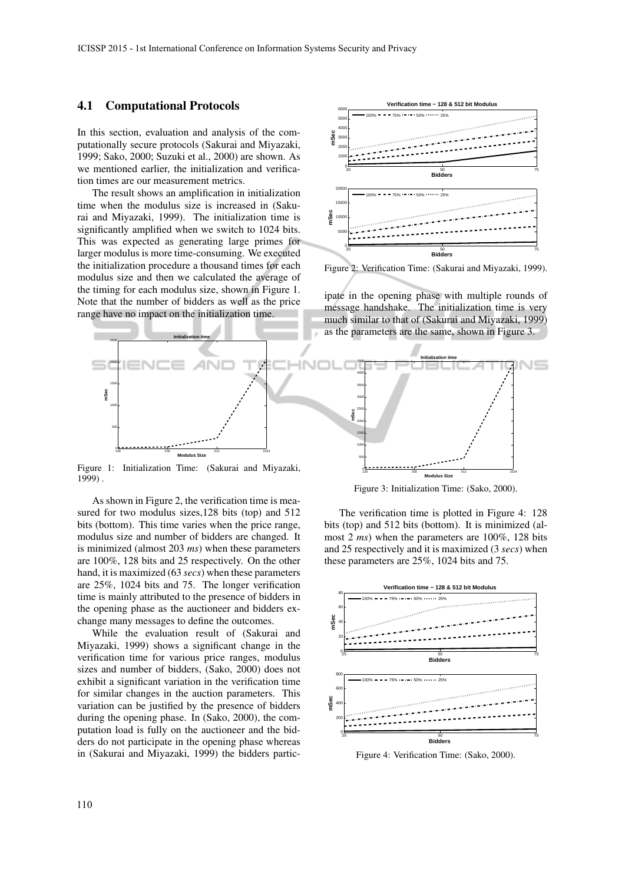### 4.1 Computational Protocols

In this section, evaluation and analysis of the computationally secure protocols (Sakurai and Miyazaki, 1999; Sako, 2000; Suzuki et al., 2000) are shown. As we mentioned earlier, the initialization and verification times are our measurement metrics.

The result shows an amplification in initialization time when the modulus size is increased in (Sakurai and Miyazaki, 1999). The initialization time is significantly amplified when we switch to 1024 bits. This was expected as generating large primes for larger modulus is more time-consuming. We executed the initialization procedure a thousand times for each modulus size and then we calculated the average of the timing for each modulus size, shown in Figure 1. Note that the number of bidders as well as the price range have no impact on the initialization time.

Figure 1: Initialization Time: (Sakurai and Miyazaki, 1999) .

As shown in Figure 2, the verification time is measured for two modulus sizes,128 bits (top) and 512 bits (bottom). This time varies when the price range, modulus size and number of bidders are changed. It is minimized (almost 203 *ms*) when these parameters are 100%, 128 bits and 25 respectively. On the other hand, it is maximized (63 *secs*) when these parameters are 25%, 1024 bits and 75. The longer verification time is mainly attributed to the presence of bidders in the opening phase as the auctioneer and bidders exchange many messages to define the outcomes.

While the evaluation result of (Sakurai and Miyazaki, 1999) shows a significant change in the verification time for various price ranges, modulus sizes and number of bidders, (Sako, 2000) does not exhibit a significant variation in the verification time for similar changes in the auction parameters. This variation can be justified by the presence of bidders during the opening phase. In (Sako, 2000), the computation load is fully on the auctioneer and the bidders do not participate in the opening phase whereas in (Sakurai and Miyazaki, 1999) the bidders participate in the opening phase with multiple rounds of message handshake. The initialization time is very much similar to that of (Sakurai and Miyazaki, 1999) as the parameters are the same, shown in Figure 3.

Figure 2: Verification Time: (Sakurai and Miyazaki, 1999).

Figure 3: Initialization Time: (Sako, 2000).

The verification time is plotted in Figure 4: 128 bits (top) and 512 bits (bottom). It is minimized (almost 2 *ms*) when the parameters are 100%, 128 bits and 25 respectively and it is maximized (3 *secs*) when these parameters are 25%, 1024 bits and 75.

Figure 4: Verification Time: (Sako, 2000).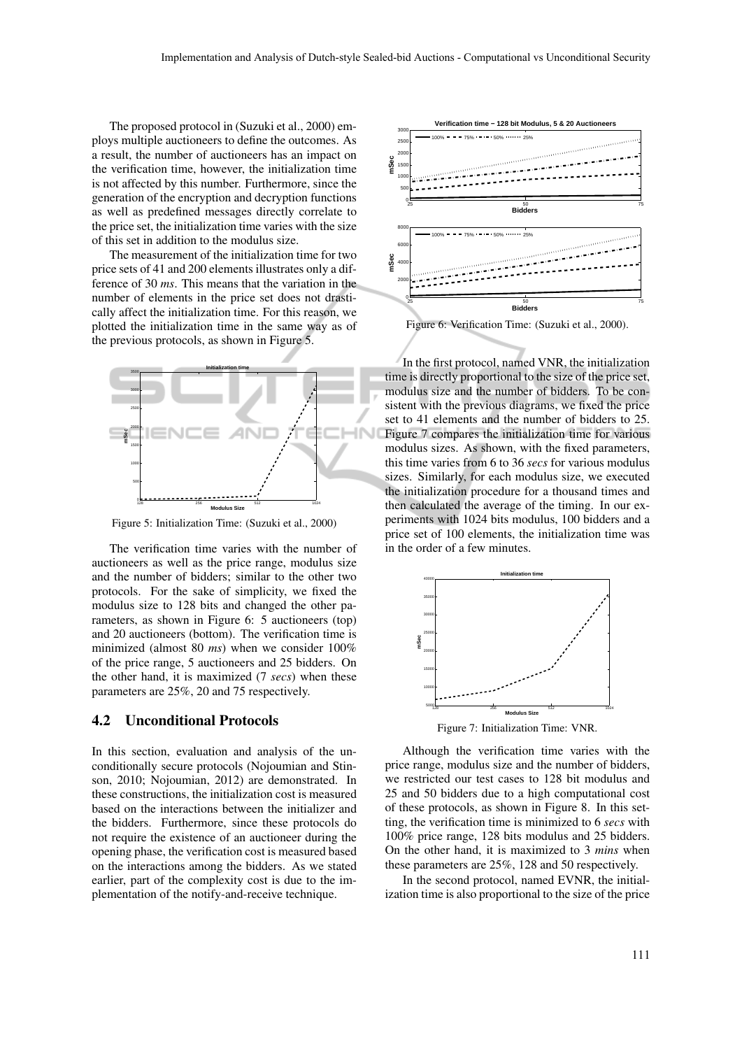The proposed protocol in (Suzuki et al., 2000) employs multiple auctioneers to define the outcomes. As a result, the number of auctioneers has an impact on the verification time, however, the initialization time is not affected by this number. Furthermore, since the generation of the encryption and decryption functions as well as predefined messages directly correlate to the price set, the initialization time varies with the size of this set in addition to the modulus size.

The measurement of the initialization time for two price sets of 41 and 200 elements illustrates only a difference of 30 *ms*. This means that the variation in the number of elements in the price set does not drastically affect the initialization time. For this reason, we plotted the initialization time in the same way as of the previous protocols, as shown in Figure 5.

Figure 5: Initialization Time: (Suzuki et al., 2000)

The verification time varies with the number of auctioneers as well as the price range, modulus size and the number of bidders; similar to the other two protocols. For the sake of simplicity, we fixed the modulus size to 128 bits and changed the other parameters, as shown in Figure 6: 5 auctioneers (top) and 20 auctioneers (bottom). The verification time is minimized (almost 80 *ms*) when we consider 100% of the price range, 5 auctioneers and 25 bidders. On the other hand, it is maximized (7 *secs*) when these parameters are 25%, 20 and 75 respectively.

## 4.2 Unconditional Protocols

In this section, evaluation and analysis of the unconditionally secure protocols (Nojoumian and Stinson, 2010; Nojoumian, 2012) are demonstrated. In these constructions, the initialization cost is measured based on the interactions between the initializer and the bidders. Furthermore, since these protocols do not require the existence of an auctioneer during the opening phase, the verification cost is measured based on the interactions among the bidders. As we stated earlier, part of the complexity cost is due to the implementation of the notify-and-receive technique.

Figure 6: Verification Time: (Suzuki et al., 2000).

In the first protocol, named VNR, the initialization time is directly proportional to the size of the price set, modulus size and the number of bidders. To be consistent with the previous diagrams, we fixed the price set to 41 elements and the number of bidders to 25. Figure 7 compares the initialization time for various modulus sizes. As shown, with the fixed parameters, this time varies from 6 to 36 *secs* for various modulus sizes. Similarly, for each modulus size, we executed the initialization procedure for a thousand times and then calculated the average of the timing. In our experiments with 1024 bits modulus, 100 bidders and a price set of 100 elements, the initialization time was in the order of a few minutes.

Figure 7: Initialization Time: VNR.

Although the verification time varies with the price range, modulus size and the number of bidders, we restricted our test cases to 128 bit modulus and 25 and 50 bidders due to a high computational cost of these protocols, as shown in Figure 8. In this setting, the verification time is minimized to 6 *secs* with 100% price range, 128 bits modulus and 25 bidders. On the other hand, it is maximized to 3 *mins* when these parameters are 25%, 128 and 50 respectively.

In the second protocol, named EVNR, the initialization time is also proportional to the size of the price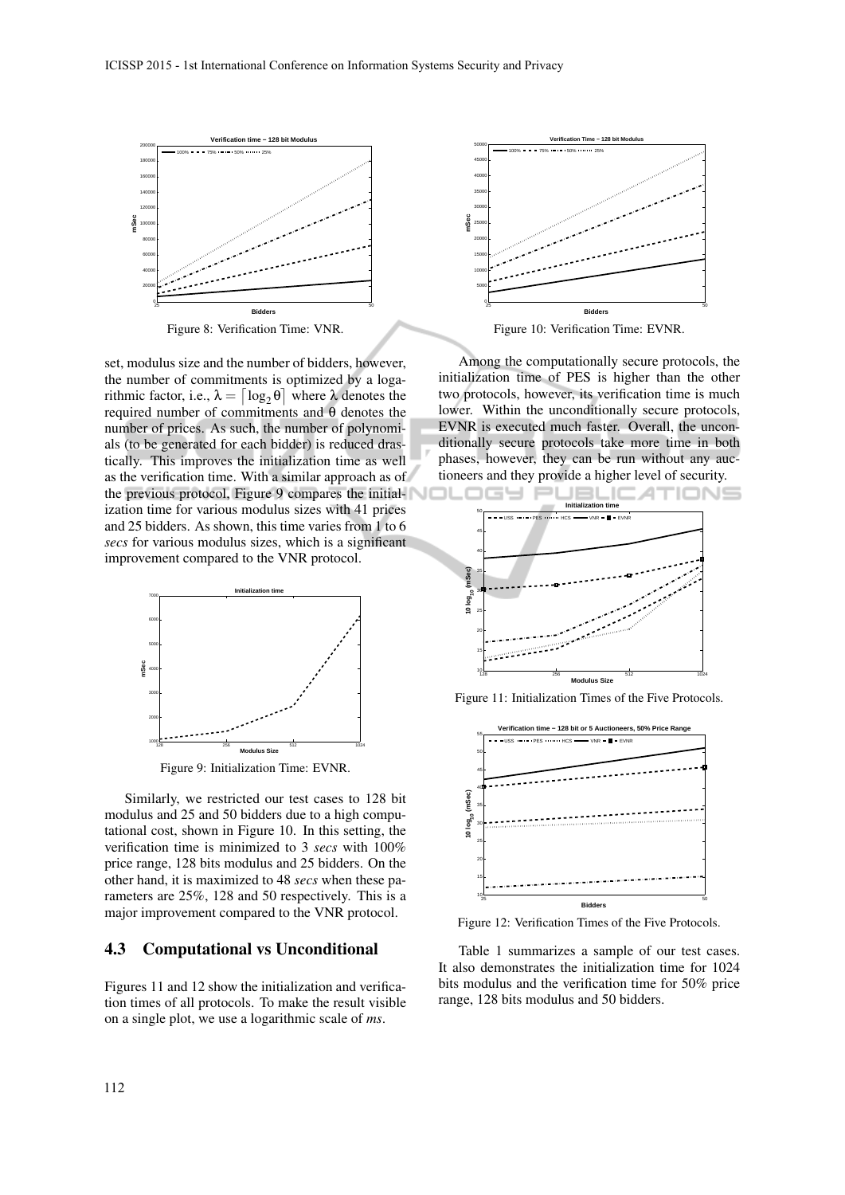Figure 8: Verification Time: VNR.

set, modulus size and the number of bidders, however, the number of commitments is optimized by a logarithmic factor, i.e., $\lambda = \lceil \log_2 \theta \rceil$ where $\lambda$ denotes the required number of commitments and $\theta$ denotes the number of prices. As such, the number of polynomials (to be generated for each bidder) is reduced drastically. This improves the initialization time as well as the verification time. With a similar approach as of the previous protocol, Figure 9 compares the initialization time for various modulus sizes with 41 prices and 25 bidders. As shown, this time varies from 1 to 6 *secs* for various modulus sizes, which is a significant improvement compared to the VNR protocol.

Figure 9: Initialization Time: EVNR.

Similarly, we restricted our test cases to 128 bit modulus and 25 and 50 bidders due to a high computational cost, shown in Figure 10. In this setting, the verification time is minimized to 3 *secs* with 100% price range, 128 bits modulus and 25 bidders. On the other hand, it is maximized to 48 *secs* when these parameters are 25%, 128 and 50 respectively. This is a major improvement compared to the VNR protocol.

## 4.3 Computational vs Unconditional

Figures 11 and 12 show the initialization and verification times of all protocols. To make the result visible on a single plot, we use a logarithmic scale of *ms*.

Figure 10: Verification Time: EVNR.

Among the computationally secure protocols, the initialization time of PES is higher than the other two protocols, however, its verification time is much lower. Within the unconditionally secure protocols, EVNR is executed much faster. Overall, the unconditionally secure protocols take more time in both phases, however, they can be run without any auctioneers and they provide a higher level of security.

Figure 11: Initialization Times of the Five Protocols.

Figure 12: Verification Times of the Five Protocols.

Table 1 summarizes a sample of our test cases. It also demonstrates the initialization time for 1024 bits modulus and the verification time for 50% price range, 128 bits modulus and 50 bidders.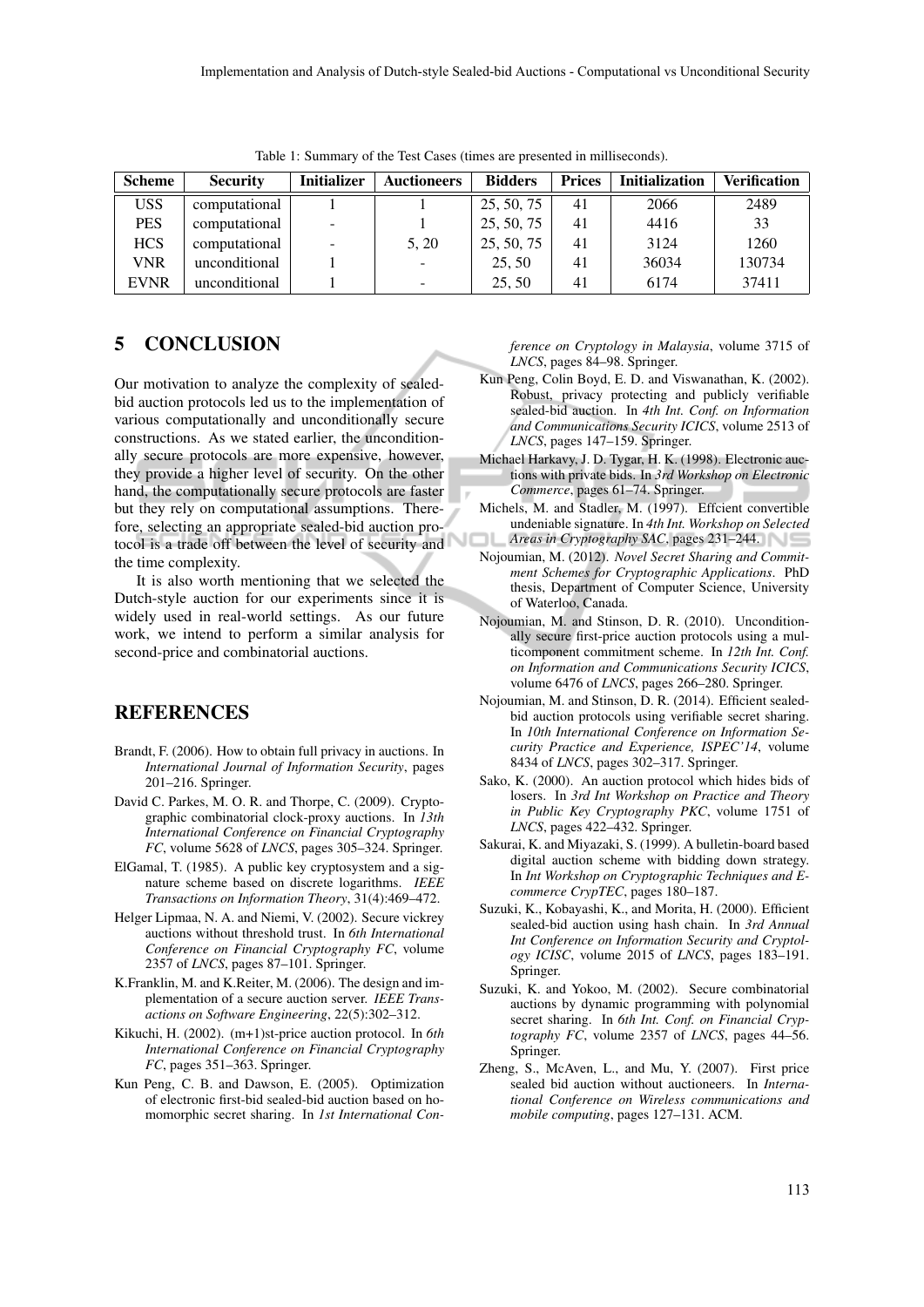Table 1: Summary of the Test Cases (times are presented in milliseconds).

| Scheme | Security | Initializer | Auctioneers | Bidders | Prices | Initialization | Verification |
|---|---|---|---|---|---|---|---|
| USS | computational | 1 | 1 | 25, 50, 75 | 41 | 2066 | 2489 |
| PES | computational | - | 1 | 25, 50, 75 | 41 | 4416 | 33 |
| HCS | computational | - | 5, 20 | 25, 50, 75 | 41 | 3124 | 1260 |
| VNR | unconditional | 1 | - | 25, 50 | 41 | 36034 | 130734 |
| EVNR | unconditional | 1 | - | 25, 50 | 41 | 6174 | 37411 |

## 5 CONCLUSION

Our motivation to analyze the complexity of sealed-bid auction protocols led us to the implementation of various computationally and unconditionally secure constructions. As we stated earlier, the unconditionally secure protocols are more expensive, however, they provide a higher level of security. On the other hand, the computationally secure protocols are faster but they rely on computational assumptions. Therefore, selecting an appropriate sealed-bid auction protocol is a trade off between the level of security and the time complexity.

It is also worth mentioning that we selected the Dutch-style auction for our experiments since it is widely used in real-world settings. As our future work, we intend to perform a similar analysis for second-price and combinatorial auctions.

## REFERENCES

Brandt, F. (2006). How to obtain full privacy in auctions. In *International Journal of Information Security*, pages 201–216. Springer.

David C. Parkes, M. O. R. and Thorpe, C. (2009). Cryptographic combinatorial clock-proxy auctions. In *13th International Conference on Financial Cryptography FC*, volume 5628 of *LNCS*, pages 305–324. Springer.

ElGamal, T. (1985). A public key cryptosystem and a signature scheme based on discrete logarithms. *IEEE Transactions on Information Theory*, 31(4):469–472.

Helger Lipmaa, N. A. and Niemi, V. (2002). Secure vickrey auctions without threshold trust. In *6th International Conference on Financial Cryptography FC*, volume 2357 of *LNCS*, pages 87–101. Springer.

K.Franklin, M. and K.Reiter, M. (2006). The design and implementation of a secure auction server. *IEEE Transactions on Software Engineering*, 22(5):302–312.

Kikuchi, H. (2002). (m+1)st-price auction protocol. In *6th International Conference on Financial Cryptography FC*, pages 351–363. Springer.

Kun Peng, C. B. and Dawson, E. (2005). Optimization of electronic first-bid sealed-bid auction based on homomorphic secret sharing. In *1st International Conference on Cryptology in Malaysia*, volume 3715 of *LNCS*, pages 84–98. Springer.

Kun Peng, Colin Boyd, E. D. and Viswanathan, K. (2002). Robust, privacy protecting and publicly verifiable sealed-bid auction. In *4th Int. Conf. on Information and Communications Security ICICS*, volume 2513 of *LNCS*, pages 147–159. Springer.

Michael Harkavy, J. D. Tygar, H. K. (1998). Electronic auctions with private bids. In *3rd Workshop on Electronic Commerce*, pages 61–74. Springer.

Michels, M. and Stadler, M. (1997). Effcient convertible undeniable signature. In *4th Int. Workshop on Selected Areas in Cryptography SAC*, pages 231–244.

Nojoumian, M. (2012). *Novel Secret Sharing and Commitment Schemes for Cryptographic Applications*. PhD thesis, Department of Computer Science, University of Waterloo, Canada.

Nojoumian, M. and Stinson, D. R. (2010). Unconditionally secure first-price auction protocols using a multicomponent commitment scheme. In *12th Int. Conf. on Information and Communications Security ICICS*, volume 6476 of *LNCS*, pages 266–280. Springer.

Nojoumian, M. and Stinson, D. R. (2014). Efficient sealed-bid auction protocols using verifiable secret sharing. In *10th International Conference on Information Security Practice and Experience, ISPEC'14*, volume 8434 of *LNCS*, pages 302–317. Springer.

Sako, K. (2000). An auction protocol which hides bids of losers. In *3rd Int Workshop on Practice and Theory in Public Key Cryptography PKC*, volume 1751 of *LNCS*, pages 422–432. Springer.

Sakurai, K. and Miyazaki, S. (1999). A bulletin-board based digital auction scheme with bidding down strategy. In *Int Workshop on Cryptographic Techniques and E-commerce CrypTEC*, pages 180–187.

Suzuki, K., Kobayashi, K., and Morita, H. (2000). Efficient sealed-bid auction using hash chain. In *3rd Annual Int Conference on Information Security and Cryptology ICISC*, volume 2015 of *LNCS*, pages 183–191. Springer.

Suzuki, K. and Yokoo, M. (2002). Secure combinatorial auctions by dynamic programming with polynomial secret sharing. In *6th Int. Conf. on Financial Cryptography FC*, volume 2357 of *LNCS*, pages 44–56. Springer.

Zheng, S., McAven, L., and Mu, Y. (2007). First price sealed bid auction without auctioneers. In *International Conference on Wireless communications and mobile computing*, pages 127–131. ACM.